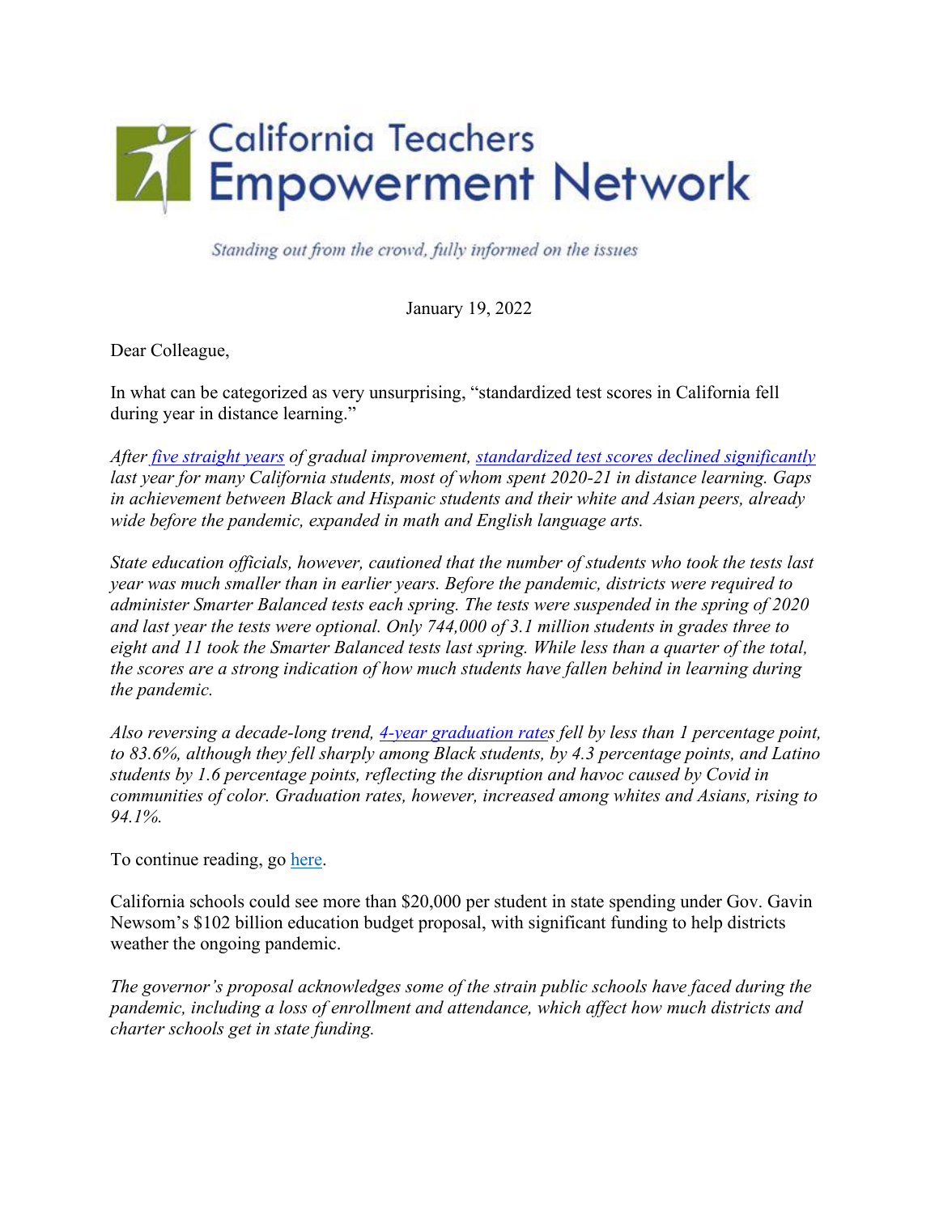# California Teachers Empowerment Network

*Standing out from the crowd, fully informed on the issues*

January 19, 2022

Dear Colleague,

In what can be categorized as very unsurprising, "standardized test scores in California fell during year in distance learning."

*After five straight years of gradual improvement, standardized test scores declined significantly last year for many California students, most of whom spent 2020-21 in distance learning. Gaps in achievement between Black and Hispanic students and their white and Asian peers, already wide before the pandemic, expanded in math and English language arts.*

*State education officials, however, cautioned that the number of students who took the tests last year was much smaller than in earlier years. Before the pandemic, districts were required to administer Smarter Balanced tests each spring. The tests were suspended in the spring of 2020 and last year the tests were optional. Only 744,000 of 3.1 million students in grades three to eight and 11 took the Smarter Balanced tests last spring. While less than a quarter of the total, the scores are a strong indication of how much students have fallen behind in learning during the pandemic.*

*Also reversing a decade-long trend, 4-year graduation rates fell by less than 1 percentage point, to 83.6%, although they fell sharply among Black students, by 4.3 percentage points, and Latino students by 1.6 percentage points, reflecting the disruption and havoc caused by Covid in communities of color. Graduation rates, however, increased among whites and Asians, rising to 94.1%.*

To continue reading, go here.

California schools could see more than $20,000 per student in state spending under Gov. Gavin Newsom's $102 billion education budget proposal, with significant funding to help districts weather the ongoing pandemic.

*The governor's proposal acknowledges some of the strain public schools have faced during the pandemic, including a loss of enrollment and attendance, which affect how much districts and charter schools get in state funding.*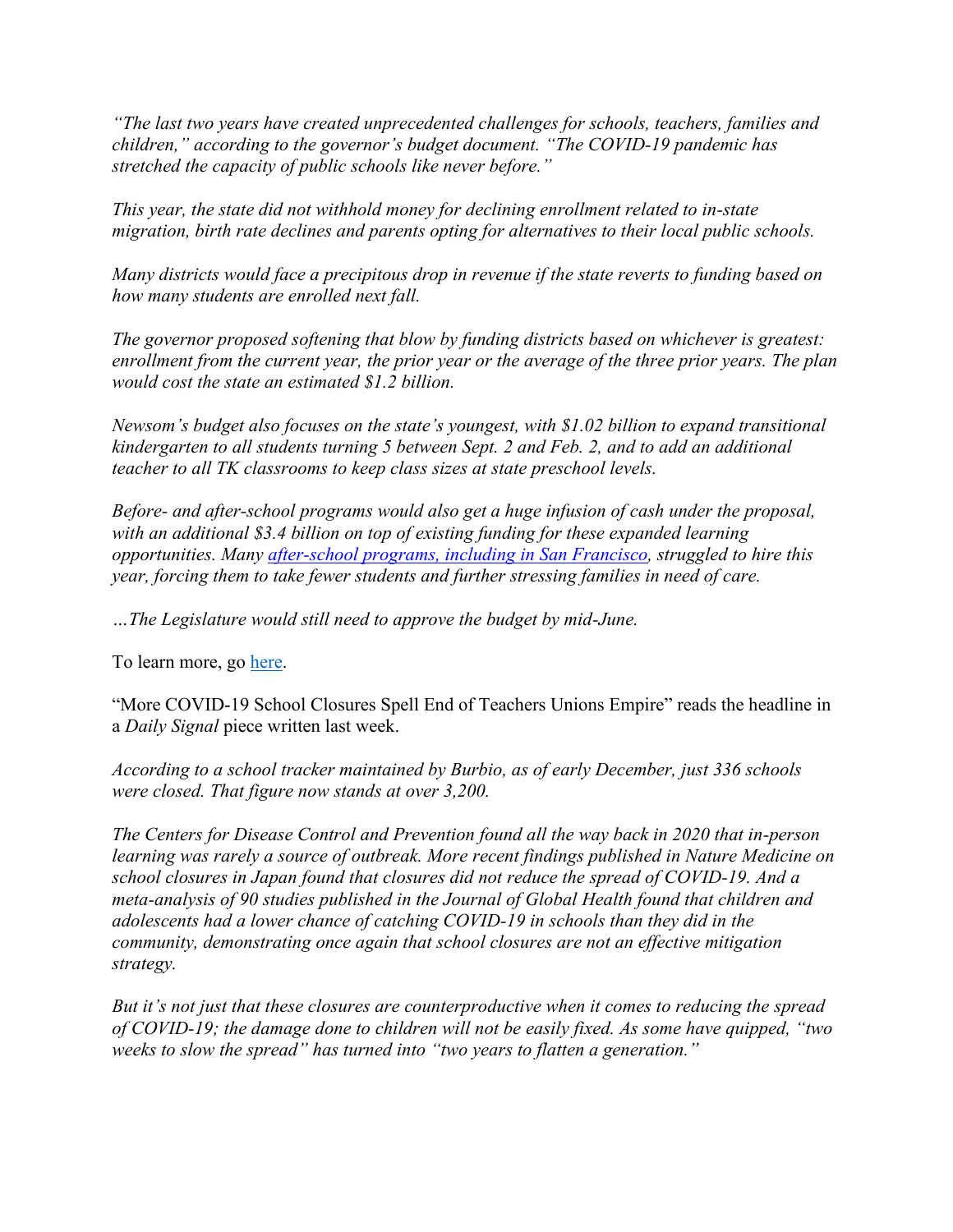*"The last two years have created unprecedented challenges for schools, teachers, families and children," according to the governor's budget document. "The COVID-19 pandemic has stretched the capacity of public schools like never before."*

*This year, the state did not withhold money for declining enrollment related to in-state migration, birth rate declines and parents opting for alternatives to their local public schools.*

*Many districts would face a precipitous drop in revenue if the state reverts to funding based on how many students are enrolled next fall.*

*The governor proposed softening that blow by funding districts based on whichever is greatest: enrollment from the current year, the prior year or the average of the three prior years. The plan would cost the state an estimated $1.2 billion.*

*Newsom's budget also focuses on the state's youngest, with $1.02 billion to expand transitional kindergarten to all students turning 5 between Sept. 2 and Feb. 2, and to add an additional teacher to all TK classrooms to keep class sizes at state preschool levels.*

*Before- and after-school programs would also get a huge infusion of cash under the proposal, with an additional $3.4 billion on top of existing funding for these expanded learning opportunities. Many after-school programs, including in San Francisco, struggled to hire this year, forcing them to take fewer students and further stressing families in need of care.*

*…The Legislature would still need to approve the budget by mid-June.*

To learn more, go here.

"More COVID-19 School Closures Spell End of Teachers Unions Empire" reads the headline in a *Daily Signal* piece written last week.

*According to a school tracker maintained by Burbio, as of early December, just 336 schools were closed. That figure now stands at over 3,200.*

*The Centers for Disease Control and Prevention found all the way back in 2020 that in-person learning was rarely a source of outbreak. More recent findings published in Nature Medicine on school closures in Japan found that closures did not reduce the spread of COVID-19. And a meta-analysis of 90 studies published in the Journal of Global Health found that children and adolescents had a lower chance of catching COVID-19 in schools than they did in the community, demonstrating once again that school closures are not an effective mitigation strategy.*

*But it's not just that these closures are counterproductive when it comes to reducing the spread of COVID-19; the damage done to children will not be easily fixed. As some have quipped, "two weeks to slow the spread" has turned into "two years to flatten a generation."*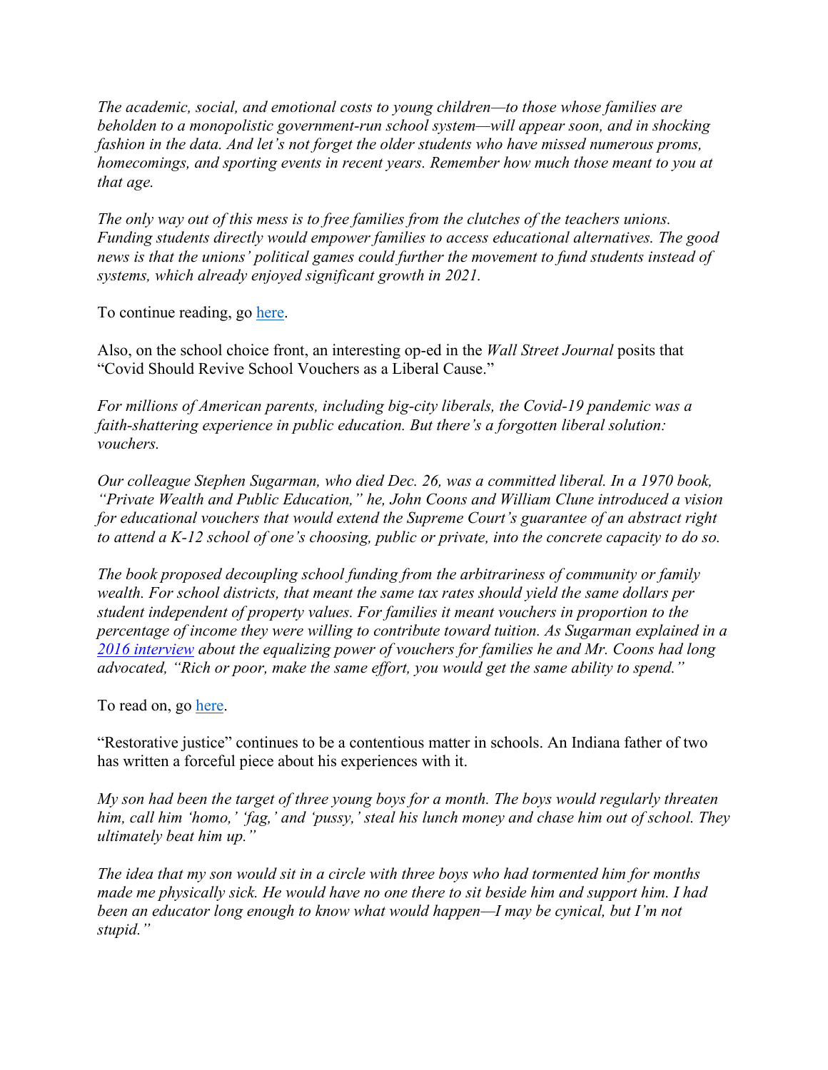*The academic, social, and emotional costs to young children—to those whose families are beholden to a monopolistic government-run school system—will appear soon, and in shocking fashion in the data. And let's not forget the older students who have missed numerous proms, homecomings, and sporting events in recent years. Remember how much those meant to you at that age.*

*The only way out of this mess is to free families from the clutches of the teachers unions. Funding students directly would empower families to access educational alternatives. The good news is that the unions' political games could further the movement to fund students instead of systems, which already enjoyed significant growth in 2021.*

To continue reading, go here.

Also, on the school choice front, an interesting op-ed in the *Wall Street Journal* posits that "Covid Should Revive School Vouchers as a Liberal Cause."

*For millions of American parents, including big-city liberals, the Covid-19 pandemic was a faith-shattering experience in public education. But there's a forgotten liberal solution: vouchers.*

*Our colleague Stephen Sugarman, who died Dec. 26, was a committed liberal. In a 1970 book, "Private Wealth and Public Education," he, John Coons and William Clune introduced a vision for educational vouchers that would extend the Supreme Court's guarantee of an abstract right to attend a K-12 school of one's choosing, public or private, into the concrete capacity to do so.*

*The book proposed decoupling school funding from the arbitrariness of community or family wealth. For school districts, that meant the same tax rates should yield the same dollars per student independent of property values. For families it meant vouchers in proportion to the percentage of income they were willing to contribute toward tuition. As Sugarman explained in a 2016 interview about the equalizing power of vouchers for families he and Mr. Coons had long advocated, "Rich or poor, make the same effort, you would get the same ability to spend."*

To read on, go here.

"Restorative justice" continues to be a contentious matter in schools. An Indiana father of two has written a forceful piece about his experiences with it.

*My son had been the target of three young boys for a month. The boys would regularly threaten him, call him 'homo,' 'fag,' and 'pussy,' steal his lunch money and chase him out of school. They ultimately beat him up."*

*The idea that my son would sit in a circle with three boys who had tormented him for months made me physically sick. He would have no one there to sit beside him and support him. I had been an educator long enough to know what would happen—I may be cynical, but I'm not stupid."*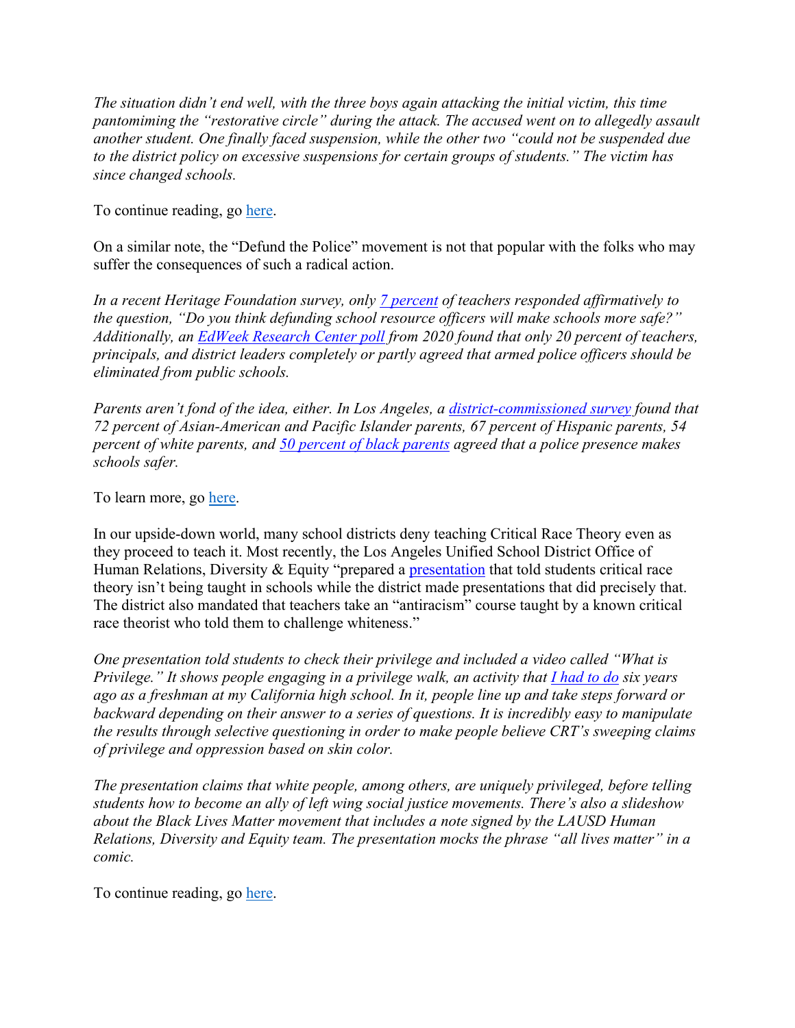*The situation didn't end well, with the three boys again attacking the initial victim, this time pantomiming the "restorative circle" during the attack. The accused went on to allegedly assault another student. One finally faced suspension, while the other two "could not be suspended due to the district policy on excessive suspensions for certain groups of students." The victim has since changed schools.*

To continue reading, go here.

On a similar note, the "Defund the Police" movement is not that popular with the folks who may suffer the consequences of such a radical action.

*In a recent Heritage Foundation survey, only 7 percent of teachers responded affirmatively to the question, "Do you think defunding school resource officers will make schools more safe?" Additionally, an EdWeek Research Center poll from 2020 found that only 20 percent of teachers, principals, and district leaders completely or partly agreed that armed police officers should be eliminated from public schools.*

*Parents aren't fond of the idea, either. In Los Angeles, a district-commissioned survey found that 72 percent of Asian-American and Pacific Islander parents, 67 percent of Hispanic parents, 54 percent of white parents, and 50 percent of black parents agreed that a police presence makes schools safer.*

To learn more, go here.

In our upside-down world, many school districts deny teaching Critical Race Theory even as they proceed to teach it. Most recently, the Los Angeles Unified School District Office of Human Relations, Diversity & Equity "prepared a presentation that told students critical race theory isn't being taught in schools while the district made presentations that did precisely that. The district also mandated that teachers take an "antiracism" course taught by a known critical race theorist who told them to challenge whiteness."

*One presentation told students to check their privilege and included a video called "What is Privilege." It shows people engaging in a privilege walk, an activity that I had to do six years ago as a freshman at my California high school. In it, people line up and take steps forward or backward depending on their answer to a series of questions. It is incredibly easy to manipulate the results through selective questioning in order to make people believe CRT's sweeping claims of privilege and oppression based on skin color.*

*The presentation claims that white people, among others, are uniquely privileged, before telling students how to become an ally of left wing social justice movements. There's also a slideshow about the Black Lives Matter movement that includes a note signed by the LAUSD Human Relations, Diversity and Equity team. The presentation mocks the phrase "all lives matter" in a comic.*

To continue reading, go here.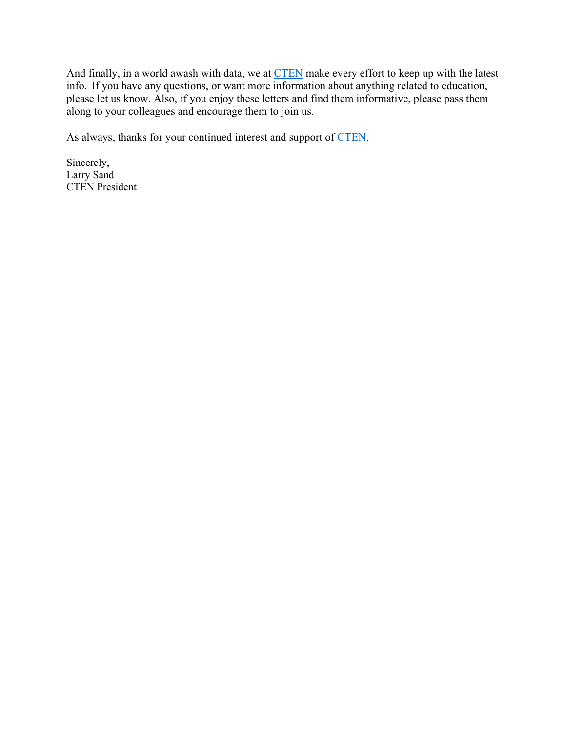And finally, in a world awash with data, we at CTEN make every effort to keep up with the latest info. If you have any questions, or want more information about anything related to education, please let us know. Also, if you enjoy these letters and find them informative, please pass them along to your colleagues and encourage them to join us.

As always, thanks for your continued interest and support of CTEN.

Sincerely,
Larry Sand
CTEN President